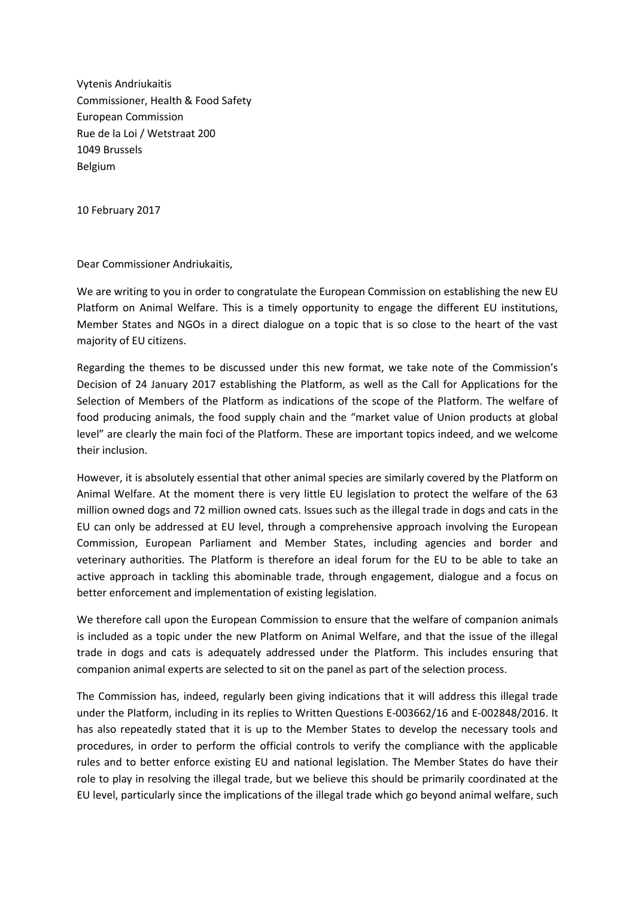Vytenis Andriukaitis
Commissioner, Health & Food Safety
European Commission
Rue de la Loi / Wetstraat 200
1049 Brussels
Belgium

10 February 2017

Dear Commissioner Andriukaitis,

We are writing to you in order to congratulate the European Commission on establishing the new EU Platform on Animal Welfare. This is a timely opportunity to engage the different EU institutions, Member States and NGOs in a direct dialogue on a topic that is so close to the heart of the vast majority of EU citizens.

Regarding the themes to be discussed under this new format, we take note of the Commission's Decision of 24 January 2017 establishing the Platform, as well as the Call for Applications for the Selection of Members of the Platform as indications of the scope of the Platform. The welfare of food producing animals, the food supply chain and the "market value of Union products at global level" are clearly the main foci of the Platform. These are important topics indeed, and we welcome their inclusion.

However, it is absolutely essential that other animal species are similarly covered by the Platform on Animal Welfare. At the moment there is very little EU legislation to protect the welfare of the 63 million owned dogs and 72 million owned cats. Issues such as the illegal trade in dogs and cats in the EU can only be addressed at EU level, through a comprehensive approach involving the European Commission, European Parliament and Member States, including agencies and border and veterinary authorities. The Platform is therefore an ideal forum for the EU to be able to take an active approach in tackling this abominable trade, through engagement, dialogue and a focus on better enforcement and implementation of existing legislation.

We therefore call upon the European Commission to ensure that the welfare of companion animals is included as a topic under the new Platform on Animal Welfare, and that the issue of the illegal trade in dogs and cats is adequately addressed under the Platform. This includes ensuring that companion animal experts are selected to sit on the panel as part of the selection process.

The Commission has, indeed, regularly been giving indications that it will address this illegal trade under the Platform, including in its replies to Written Questions E-003662/16 and E-002848/2016. It has also repeatedly stated that it is up to the Member States to develop the necessary tools and procedures, in order to perform the official controls to verify the compliance with the applicable rules and to better enforce existing EU and national legislation. The Member States do have their role to play in resolving the illegal trade, but we believe this should be primarily coordinated at the EU level, particularly since the implications of the illegal trade which go beyond animal welfare, such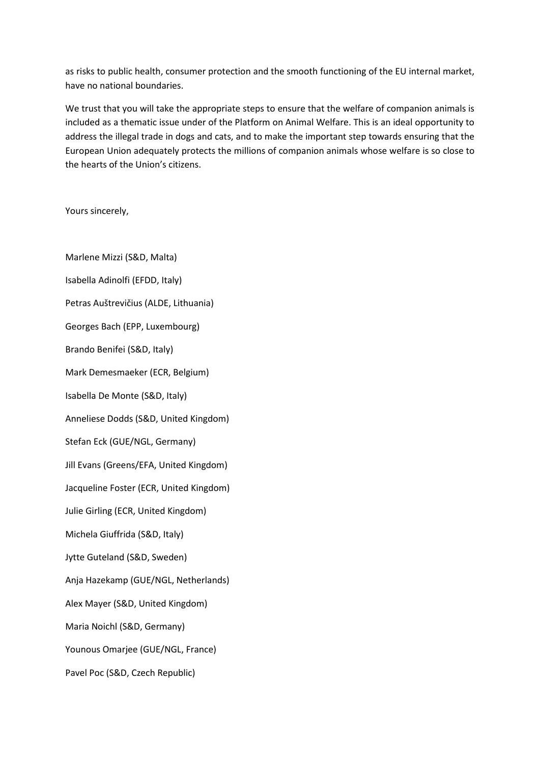as risks to public health, consumer protection and the smooth functioning of the EU internal market, have no national boundaries.

We trust that you will take the appropriate steps to ensure that the welfare of companion animals is included as a thematic issue under of the Platform on Animal Welfare. This is an ideal opportunity to address the illegal trade in dogs and cats, and to make the important step towards ensuring that the European Union adequately protects the millions of companion animals whose welfare is so close to the hearts of the Union's citizens.

Yours sincerely,

Marlene Mizzi (S&D, Malta)

Isabella Adinolfi (EFDD, Italy)

Petras Auštrevičius (ALDE, Lithuania)

Georges Bach (EPP, Luxembourg)

Brando Benifei (S&D, Italy)

Mark Demesmaeker (ECR, Belgium)

Isabella De Monte (S&D, Italy)

Anneliese Dodds (S&D, United Kingdom)

Stefan Eck (GUE/NGL, Germany)

Jill Evans (Greens/EFA, United Kingdom)

Jacqueline Foster (ECR, United Kingdom)

Julie Girling (ECR, United Kingdom)

Michela Giuffrida (S&D, Italy)

Jytte Guteland (S&D, Sweden)

Anja Hazekamp (GUE/NGL, Netherlands)

Alex Mayer (S&D, United Kingdom)

Maria Noichl (S&D, Germany)

Younous Omarjee (GUE/NGL, France)

Pavel Poc (S&D, Czech Republic)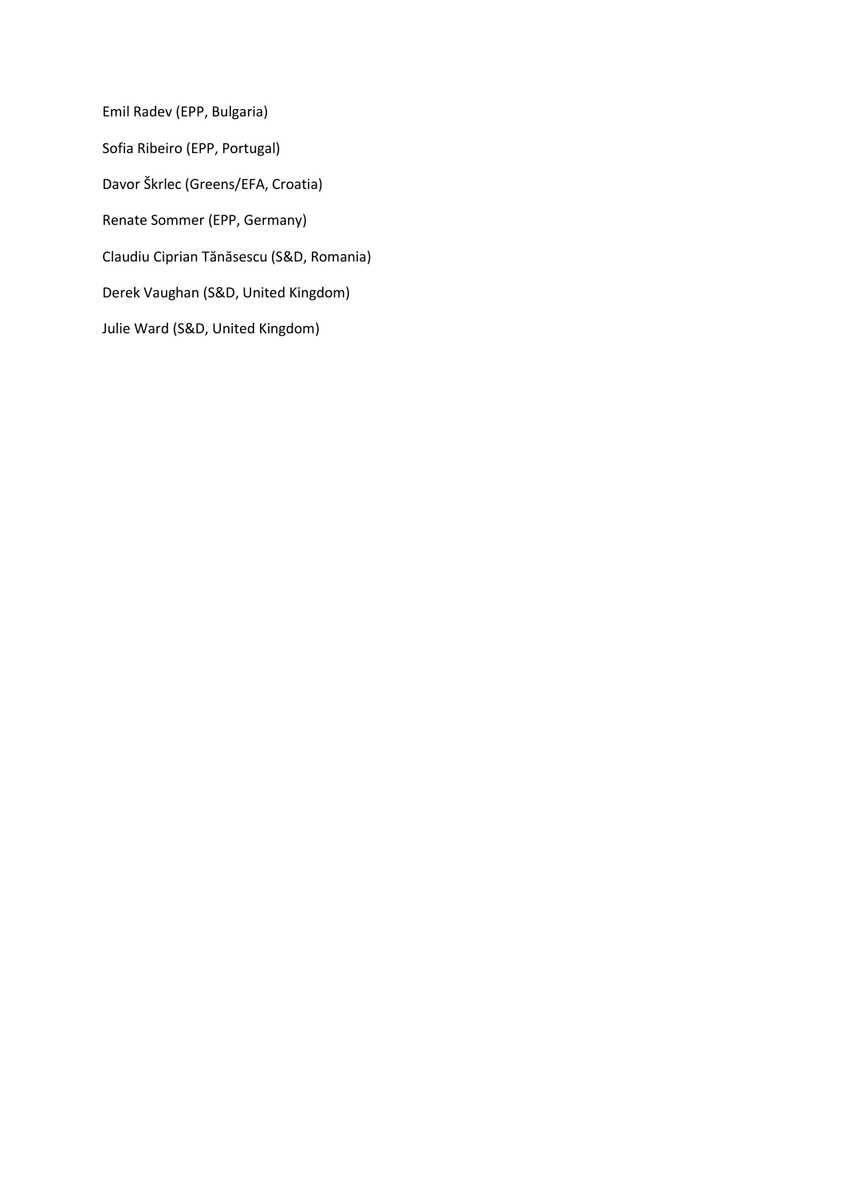Emil Radev (EPP, Bulgaria)

Sofia Ribeiro (EPP, Portugal)

Davor Škrlec (Greens/EFA, Croatia)

Renate Sommer (EPP, Germany)

Claudiu Ciprian Tănăsescu (S&D, Romania)

Derek Vaughan (S&D, United Kingdom)

Julie Ward (S&D, United Kingdom)